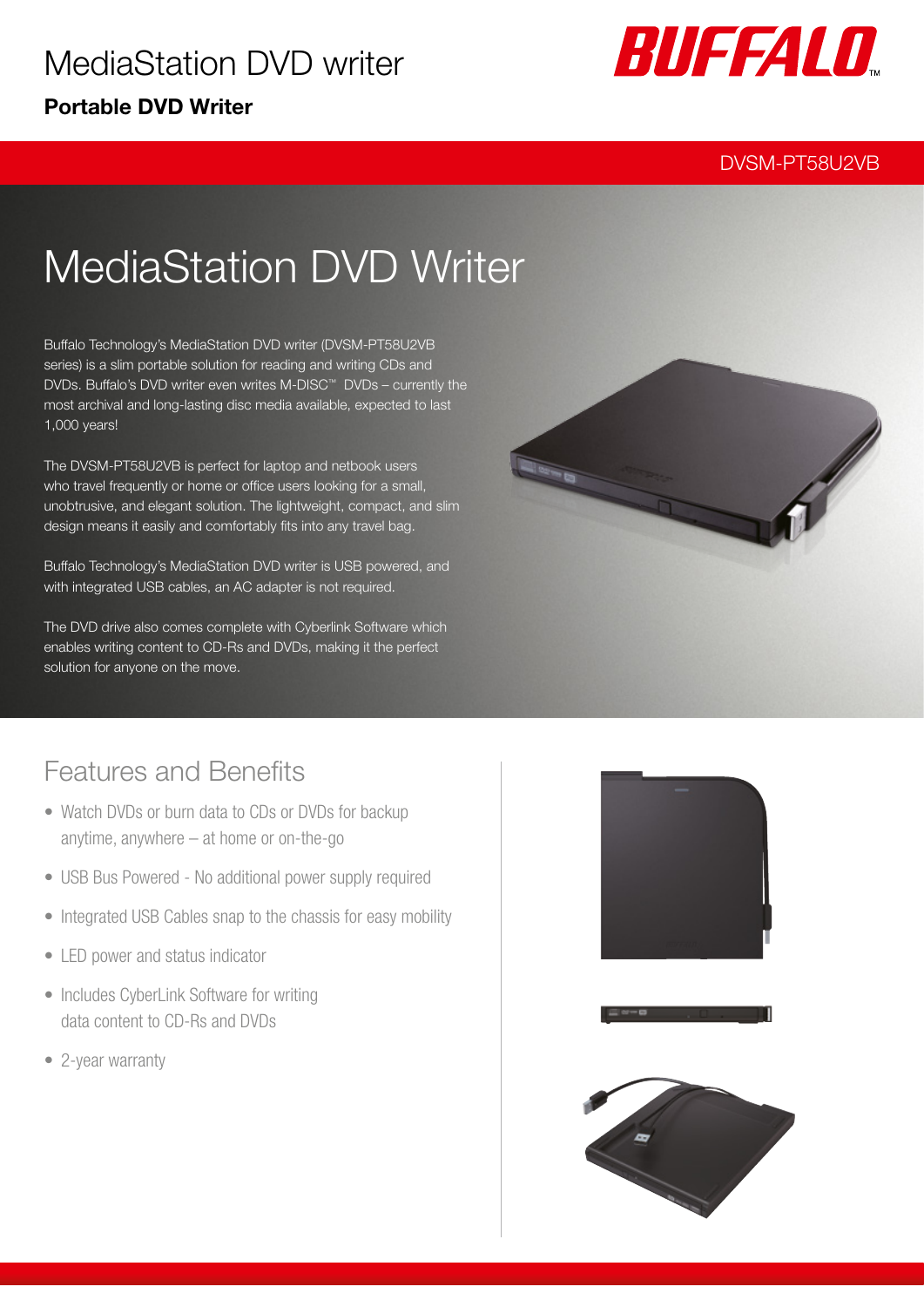# MediaStation DVD writer

**Portable DVD Writer**

BUFFALO™

DVSM-PT58U2VB

## MediaStation DVD Writer

Buffalo Technology's MediaStation DVD writer (DVSM-PT58U2VB series) is a slim portable solution for reading and writing CDs and DVDs. Buffalo's DVD writer even writes M-DISC™ DVDs – currently the most archival and long-lasting disc media available, expected to last 1,000 years!

The DVSM-PT58U2VB is perfect for laptop and netbook users who travel frequently or home or office users looking for a small, unobtrusive, and elegant solution. The lightweight, compact, and slim design means it easily and comfortably fits into any travel bag.

Buffalo Technology's MediaStation DVD writer is USB powered, and with integrated USB cables, an AC adapter is not required.

The DVD drive also comes complete with Cyberlink Software which enables writing content to CD-Rs and DVDs, making it the perfect solution for anyone on the move.

## Features and Benefits

- Watch DVDs or burn data to CDs or DVDs for backup anytime, anywhere – at home or on-the-go
- USB Bus Powered - No additional power supply required
- Integrated USB Cables snap to the chassis for easy mobility
- LED power and status indicator
- Includes CyberLink Software for writing data content to CD-Rs and DVDs
- 2-year warranty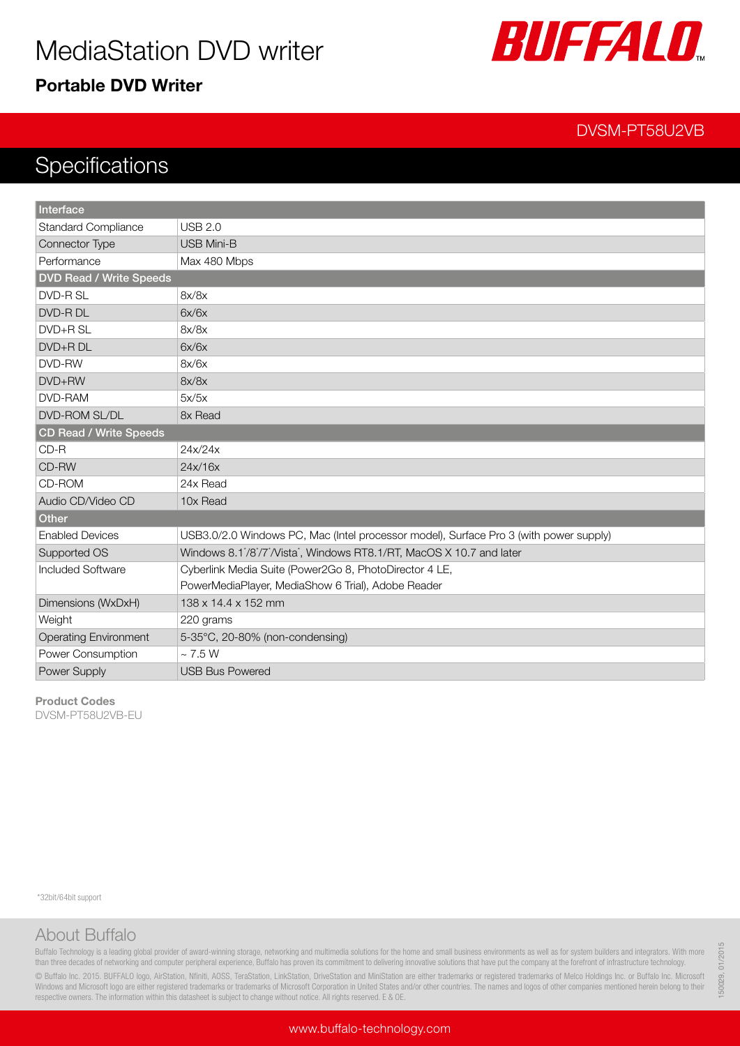# MediaStation DVD writer

**Portable DVD Writer**

BUFFALO

DVSM-PT58U2VB

## Specifications

| | |
|---|---|
| **Interface** | |
| Standard Compliance | USB 2.0 |
| Connector Type | USB Mini-B |
| Performance | Max 480 Mbps |
| **DVD Read / Write Speeds** | |
| DVD-R SL | 8x/8x |
| DVD-R DL | 6x/6x |
| DVD+R SL | 8x/8x |
| DVD+R DL | 6x/6x |
| DVD-RW | 8x/6x |
| DVD+RW | 8x/8x |
| DVD-RAM | 5x/5x |
| DVD-ROM SL/DL | 8x Read |
| **CD Read / Write Speeds** | |
| CD-R | 24x/24x |
| CD-RW | 24x/16x |
| CD-ROM | 24x Read |
| Audio CD/Video CD | 10x Read |
| **Other** | |
| Enabled Devices | USB3.0/2.0 Windows PC, Mac (Intel processor model), Surface Pro 3 (with power supply) |
| Supported OS | Windows 8.1*/8*/7*/Vista*, Windows RT8.1/RT, MacOS X 10.7 and later |
| Included Software | Cyberlink Media Suite (Power2Go 8, PhotoDirector 4 LE, PowerMediaPlayer, MediaShow 6 Trial), Adobe Reader |
| Dimensions (WxDxH) | 138 x 14.4 x 152 mm |
| Weight | 220 grams |
| Operating Environment | 5-35°C, 20-80% (non-condensing) |
| Power Consumption | ~ 7.5 W |
| Power Supply | USB Bus Powered |

**Product Codes**
DVSM-PT58U2VB-EU

*32bit/64bit support

## About Buffalo

Buffalo Technology is a leading global provider of award-winning storage, networking and multimedia solutions for the home and small business environments as well as for system builders and integrators. With more than three decades of networking and computer peripheral experience, Buffalo has proven its commitment to delivering innovative solutions that have put the company at the forefront of infrastructure technology.

© Buffalo Inc. 2015. BUFFALO logo, AirStation, Nfiniti, AOSS, TeraStation, LinkStation, DriveStation and MiniStation are either trademarks or registered trademarks of Melco Holdings Inc. or Buffalo Inc. Microsoft Windows and Microsoft logo are either registered trademarks or trademarks of Microsoft Corporation in United States and/or other countries. The names and logos of other companies mentioned herein belong to their respective owners. The information within this datasheet is subject to change without notice. All rights reserved. E & OE.

150029, 01/2015

www.buffalo-technology.com